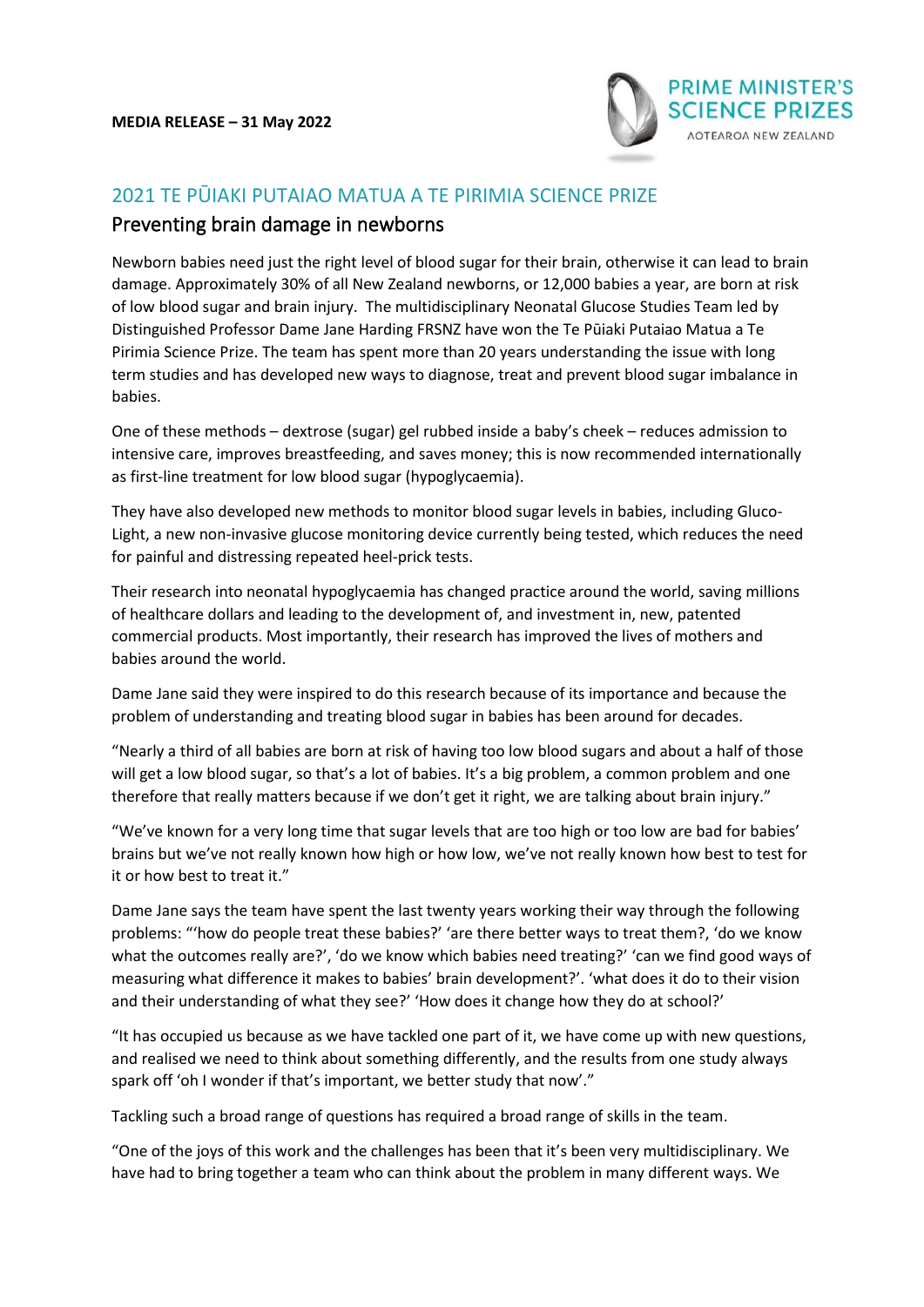**MEDIA RELEASE – 31 May 2022**

PRIME MINISTER'S SCIENCE PRIZES
AOTEAROA NEW ZEALAND

## 2021 TE PŪIAKI PUTAIAO MATUA A TE PIRIMIA SCIENCE PRIZE

### Preventing brain damage in newborns

Newborn babies need just the right level of blood sugar for their brain, otherwise it can lead to brain damage. Approximately 30% of all New Zealand newborns, or 12,000 babies a year, are born at risk of low blood sugar and brain injury. The multidisciplinary Neonatal Glucose Studies Team led by Distinguished Professor Dame Jane Harding FRSNZ have won the Te Pūiaki Putaiao Matua a Te Pirimia Science Prize. The team has spent more than 20 years understanding the issue with long term studies and has developed new ways to diagnose, treat and prevent blood sugar imbalance in babies.

One of these methods – dextrose (sugar) gel rubbed inside a baby's cheek – reduces admission to intensive care, improves breastfeeding, and saves money; this is now recommended internationally as first-line treatment for low blood sugar (hypoglycaemia).

They have also developed new methods to monitor blood sugar levels in babies, including Gluco-Light, a new non-invasive glucose monitoring device currently being tested, which reduces the need for painful and distressing repeated heel-prick tests.

Their research into neonatal hypoglycaemia has changed practice around the world, saving millions of healthcare dollars and leading to the development of, and investment in, new, patented commercial products. Most importantly, their research has improved the lives of mothers and babies around the world.

Dame Jane said they were inspired to do this research because of its importance and because the problem of understanding and treating blood sugar in babies has been around for decades.

"Nearly a third of all babies are born at risk of having too low blood sugars and about a half of those will get a low blood sugar, so that's a lot of babies. It's a big problem, a common problem and one therefore that really matters because if we don't get it right, we are talking about brain injury."

"We've known for a very long time that sugar levels that are too high or too low are bad for babies' brains but we've not really known how high or how low, we've not really known how best to test for it or how best to treat it."

Dame Jane says the team have spent the last twenty years working their way through the following problems: "'how do people treat these babies?' 'are there better ways to treat them?, 'do we know what the outcomes really are?', 'do we know which babies need treating?' 'can we find good ways of measuring what difference it makes to babies' brain development?'. 'what does it do to their vision and their understanding of what they see?' 'How does it change how they do at school?'

"It has occupied us because as we have tackled one part of it, we have come up with new questions, and realised we need to think about something differently, and the results from one study always spark off 'oh I wonder if that's important, we better study that now'."

Tackling such a broad range of questions has required a broad range of skills in the team.

"One of the joys of this work and the challenges has been that it's been very multidisciplinary. We have had to bring together a team who can think about the problem in many different ways. We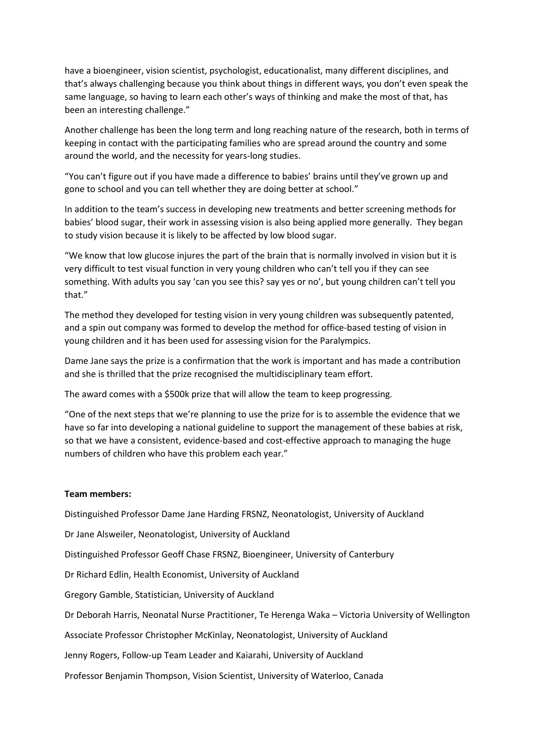have a bioengineer, vision scientist, psychologist, educationalist, many different disciplines, and that's always challenging because you think about things in different ways, you don't even speak the same language, so having to learn each other's ways of thinking and make the most of that, has been an interesting challenge."

Another challenge has been the long term and long reaching nature of the research, both in terms of keeping in contact with the participating families who are spread around the country and some around the world, and the necessity for years-long studies.

"You can't figure out if you have made a difference to babies' brains until they've grown up and gone to school and you can tell whether they are doing better at school."

In addition to the team's success in developing new treatments and better screening methods for babies' blood sugar, their work in assessing vision is also being applied more generally. They began to study vision because it is likely to be affected by low blood sugar.

"We know that low glucose injures the part of the brain that is normally involved in vision but it is very difficult to test visual function in very young children who can't tell you if they can see something. With adults you say 'can you see this? say yes or no', but young children can't tell you that."

The method they developed for testing vision in very young children was subsequently patented, and a spin out company was formed to develop the method for office-based testing of vision in young children and it has been used for assessing vision for the Paralympics.

Dame Jane says the prize is a confirmation that the work is important and has made a contribution and she is thrilled that the prize recognised the multidisciplinary team effort.

The award comes with a $500k prize that will allow the team to keep progressing.

"One of the next steps that we're planning to use the prize for is to assemble the evidence that we have so far into developing a national guideline to support the management of these babies at risk, so that we have a consistent, evidence-based and cost-effective approach to managing the huge numbers of children who have this problem each year."

**Team members:**

Distinguished Professor Dame Jane Harding FRSNZ, Neonatologist, University of Auckland

Dr Jane Alsweiler, Neonatologist, University of Auckland

Distinguished Professor Geoff Chase FRSNZ, Bioengineer, University of Canterbury

Dr Richard Edlin, Health Economist, University of Auckland

Gregory Gamble, Statistician, University of Auckland

Dr Deborah Harris, Neonatal Nurse Practitioner, Te Herenga Waka – Victoria University of Wellington

Associate Professor Christopher McKinlay, Neonatologist, University of Auckland

Jenny Rogers, Follow-up Team Leader and Kaiarahi, University of Auckland

Professor Benjamin Thompson, Vision Scientist, University of Waterloo, Canada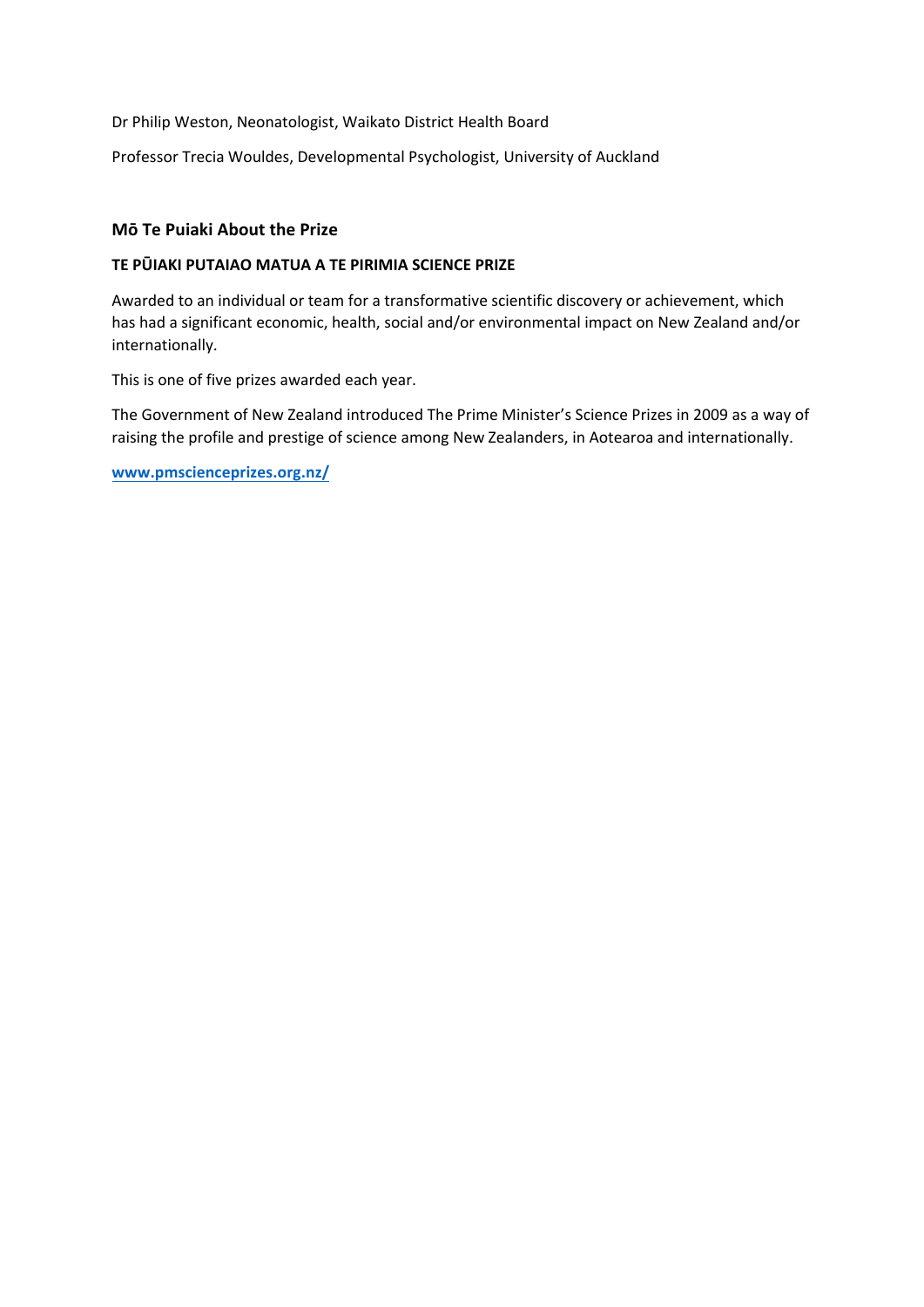Dr Philip Weston, Neonatologist, Waikato District Health Board

Professor Trecia Wouldes, Developmental Psychologist, University of Auckland

## Mō Te Puiaki About the Prize

**TE PŪIAKI PUTAIAO MATUA A TE PIRIMIA SCIENCE PRIZE**

Awarded to an individual or team for a transformative scientific discovery or achievement, which has had a significant economic, health, social and/or environmental impact on New Zealand and/or internationally.

This is one of five prizes awarded each year.

The Government of New Zealand introduced The Prime Minister's Science Prizes in 2009 as a way of raising the profile and prestige of science among New Zealanders, in Aotearoa and internationally.

**www.pmscienceprizes.org.nz/**